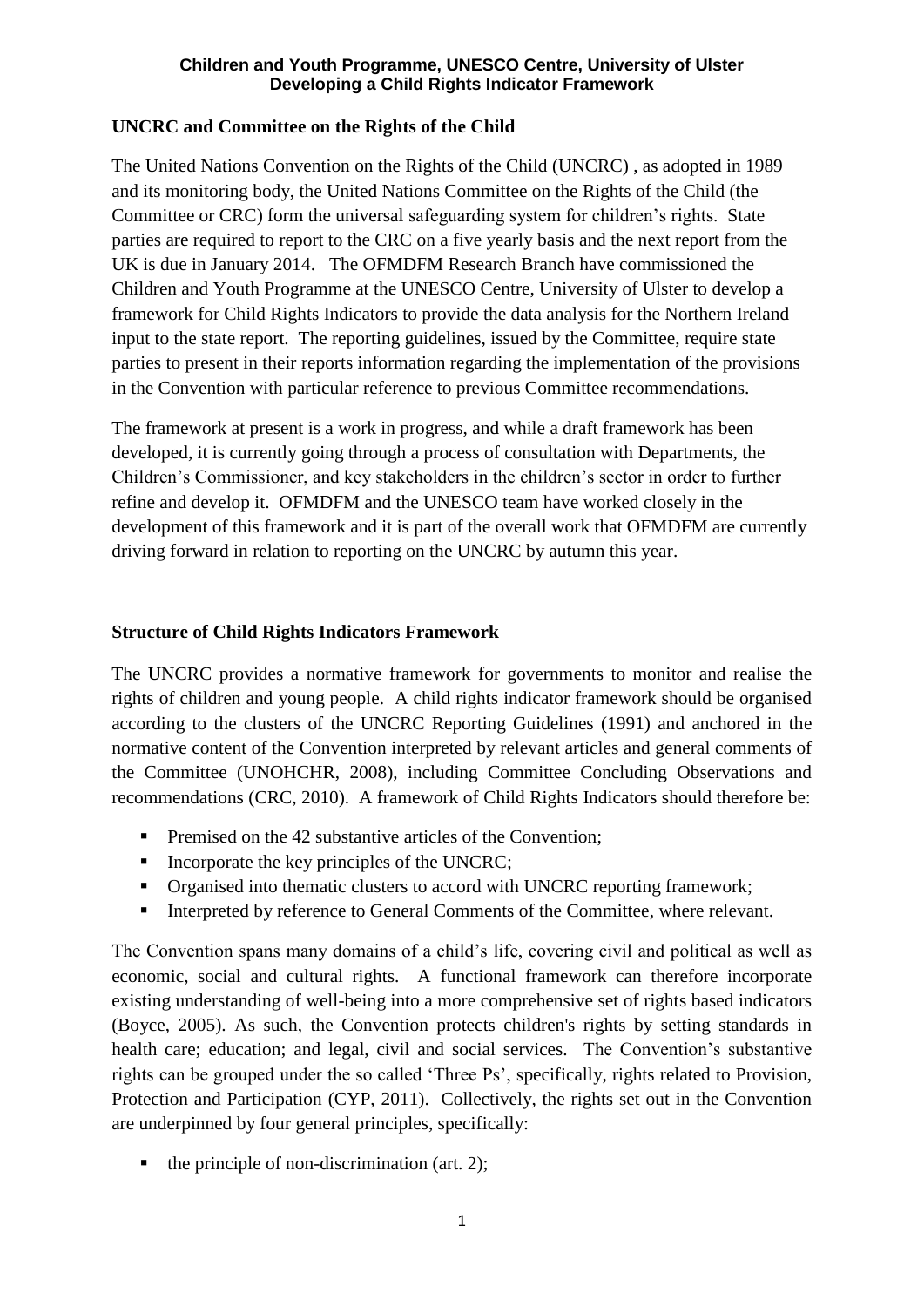## UNCRC and Committee on the Rights of the Child

The United Nations Convention on the Rights of the Child (UNCRC) , as adopted in 1989 and its monitoring body, the United Nations Committee on the Rights of the Child (the Committee or CRC) form the universal safeguarding system for children's rights. State parties are required to report to the CRC on a five yearly basis and the next report from the UK is due in January 2014. The OFMDFM Research Branch have commissioned the Children and Youth Programme at the UNESCO Centre, University of Ulster to develop a framework for Child Rights Indicators to provide the data analysis for the Northern Ireland input to the state report. The reporting guidelines, issued by the Committee, require state parties to present in their reports information regarding the implementation of the provisions in the Convention with particular reference to previous Committee recommendations.

The framework at present is a work in progress, and while a draft framework has been developed, it is currently going through a process of consultation with Departments, the Children's Commissioner, and key stakeholders in the children's sector in order to further refine and develop it. OFMDFM and the UNESCO team have worked closely in the development of this framework and it is part of the overall work that OFMDFM are currently driving forward in relation to reporting on the UNCRC by autumn this year.

## Structure of Child Rights Indicators Framework

The UNCRC provides a normative framework for governments to monitor and realise the rights of children and young people. A child rights indicator framework should be organised according to the clusters of the UNCRC Reporting Guidelines (1991) and anchored in the normative content of the Convention interpreted by relevant articles and general comments of the Committee (UNOHCHR, 2008), including Committee Concluding Observations and recommendations (CRC, 2010). A framework of Child Rights Indicators should therefore be:

- Premised on the 42 substantive articles of the Convention;
- Incorporate the key principles of the UNCRC;
- Organised into thematic clusters to accord with UNCRC reporting framework;
- Interpreted by reference to General Comments of the Committee, where relevant.

The Convention spans many domains of a child's life, covering civil and political as well as economic, social and cultural rights. A functional framework can therefore incorporate existing understanding of well-being into a more comprehensive set of rights based indicators (Boyce, 2005). As such, the Convention protects children's rights by setting standards in health care; education; and legal, civil and social services. The Convention's substantive rights can be grouped under the so called 'Three Ps', specifically, rights related to Provision, Protection and Participation (CYP, 2011). Collectively, the rights set out in the Convention are underpinned by four general principles, specifically:

- the principle of non-discrimination (art. 2);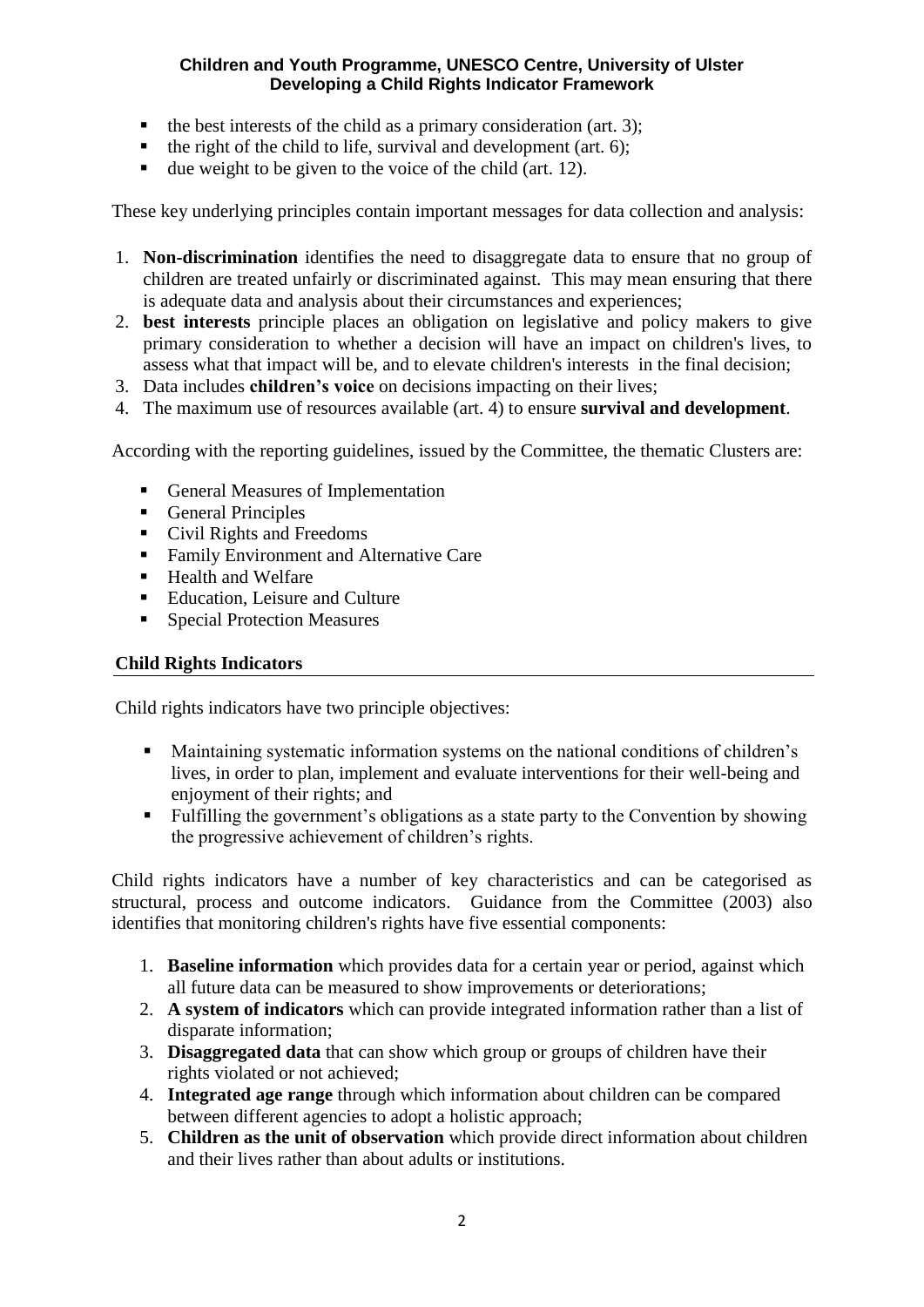- the best interests of the child as a primary consideration (art. 3);
- the right of the child to life, survival and development (art. 6);
- due weight to be given to the voice of the child (art. 12).

These key underlying principles contain important messages for data collection and analysis:

1. **Non-discrimination** identifies the need to disaggregate data to ensure that no group of children are treated unfairly or discriminated against. This may mean ensuring that there is adequate data and analysis about their circumstances and experiences;
2. **best interests** principle places an obligation on legislative and policy makers to give primary consideration to whether a decision will have an impact on children's lives, to assess what that impact will be, and to elevate children's interests in the final decision;
3. Data includes **children's voice** on decisions impacting on their lives;
4. The maximum use of resources available (art. 4) to ensure **survival and development**.

According with the reporting guidelines, issued by the Committee, the thematic Clusters are:

- General Measures of Implementation
- General Principles
- Civil Rights and Freedoms
- Family Environment and Alternative Care
- Health and Welfare
- Education, Leisure and Culture
- Special Protection Measures

## Child Rights Indicators

Child rights indicators have two principle objectives:

- Maintaining systematic information systems on the national conditions of children's lives, in order to plan, implement and evaluate interventions for their well-being and enjoyment of their rights; and
- Fulfilling the government's obligations as a state party to the Convention by showing the progressive achievement of children's rights.

Child rights indicators have a number of key characteristics and can be categorised as structural, process and outcome indicators. Guidance from the Committee (2003) also identifies that monitoring children's rights have five essential components:

1. **Baseline information** which provides data for a certain year or period, against which all future data can be measured to show improvements or deteriorations;
2. **A system of indicators** which can provide integrated information rather than a list of disparate information;
3. **Disaggregated data** that can show which group or groups of children have their rights violated or not achieved;
4. **Integrated age range** through which information about children can be compared between different agencies to adopt a holistic approach;
5. **Children as the unit of observation** which provide direct information about children and their lives rather than about adults or institutions.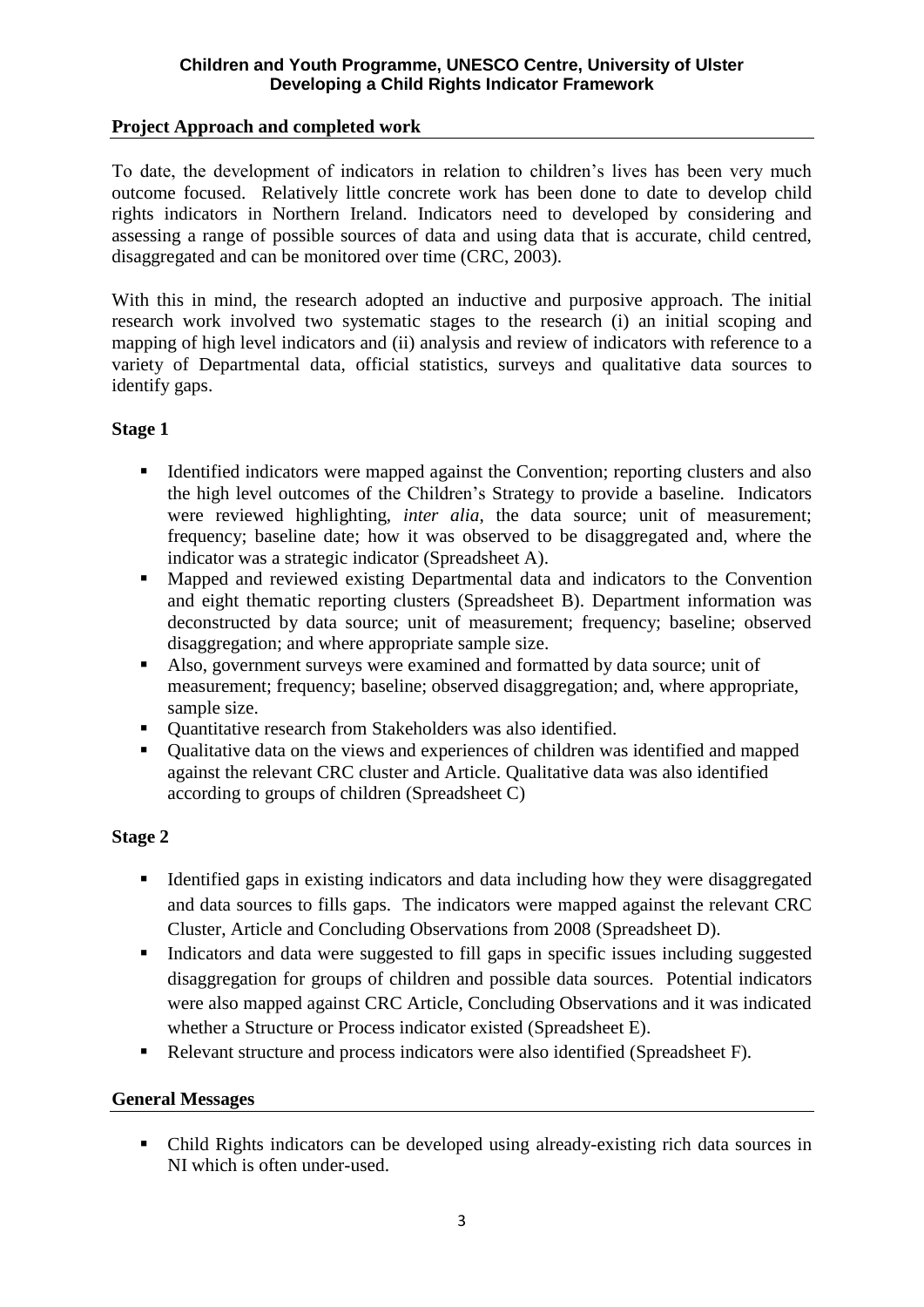## Project Approach and completed work

To date, the development of indicators in relation to children's lives has been very much outcome focused. Relatively little concrete work has been done to date to develop child rights indicators in Northern Ireland. Indicators need to developed by considering and assessing a range of possible sources of data and using data that is accurate, child centred, disaggregated and can be monitored over time (CRC, 2003).

With this in mind, the research adopted an inductive and purposive approach. The initial research work involved two systematic stages to the research (i) an initial scoping and mapping of high level indicators and (ii) analysis and review of indicators with reference to a variety of Departmental data, official statistics, surveys and qualitative data sources to identify gaps.

### Stage 1

- Identified indicators were mapped against the Convention; reporting clusters and also the high level outcomes of the Children's Strategy to provide a baseline. Indicators were reviewed highlighting, *inter alia,* the data source; unit of measurement; frequency; baseline date; how it was observed to be disaggregated and, where the indicator was a strategic indicator (Spreadsheet A).
- Mapped and reviewed existing Departmental data and indicators to the Convention and eight thematic reporting clusters (Spreadsheet B). Department information was deconstructed by data source; unit of measurement; frequency; baseline; observed disaggregation; and where appropriate sample size.
- Also, government surveys were examined and formatted by data source; unit of measurement; frequency; baseline; observed disaggregation; and, where appropriate, sample size.
- Quantitative research from Stakeholders was also identified.
- Qualitative data on the views and experiences of children was identified and mapped against the relevant CRC cluster and Article. Qualitative data was also identified according to groups of children (Spreadsheet C)

### Stage 2

- Identified gaps in existing indicators and data including how they were disaggregated and data sources to fills gaps. The indicators were mapped against the relevant CRC Cluster, Article and Concluding Observations from 2008 (Spreadsheet D).
- Indicators and data were suggested to fill gaps in specific issues including suggested disaggregation for groups of children and possible data sources. Potential indicators were also mapped against CRC Article, Concluding Observations and it was indicated whether a Structure or Process indicator existed (Spreadsheet E).
- Relevant structure and process indicators were also identified (Spreadsheet F).

## General Messages

- Child Rights indicators can be developed using already-existing rich data sources in NI which is often under-used.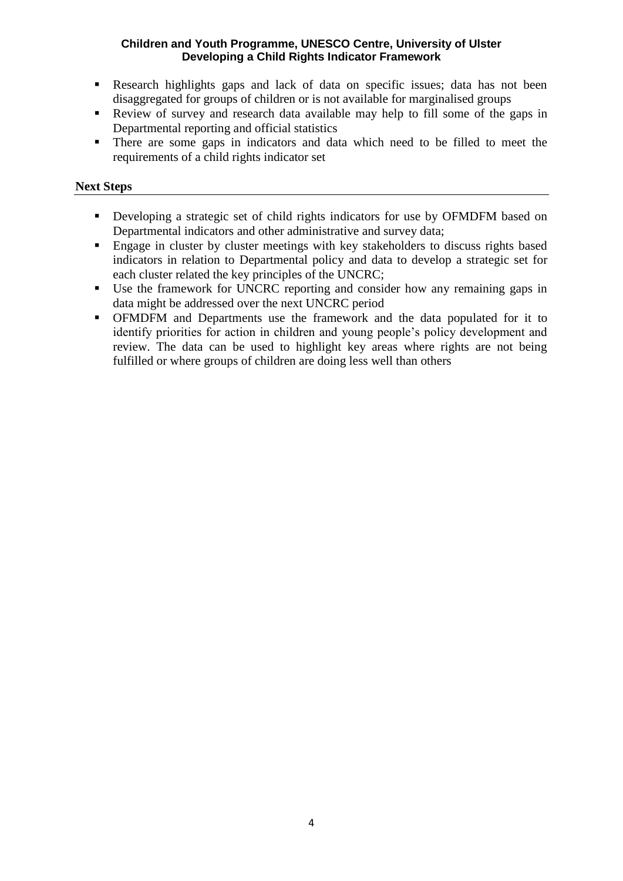- Research highlights gaps and lack of data on specific issues; data has not been disaggregated for groups of children or is not available for marginalised groups
- Review of survey and research data available may help to fill some of the gaps in Departmental reporting and official statistics
- There are some gaps in indicators and data which need to be filled to meet the requirements of a child rights indicator set

## Next Steps

- Developing a strategic set of child rights indicators for use by OFMDFM based on Departmental indicators and other administrative and survey data;
- Engage in cluster by cluster meetings with key stakeholders to discuss rights based indicators in relation to Departmental policy and data to develop a strategic set for each cluster related the key principles of the UNCRC;
- Use the framework for UNCRC reporting and consider how any remaining gaps in data might be addressed over the next UNCRC period
- OFMDFM and Departments use the framework and the data populated for it to identify priorities for action in children and young people's policy development and review. The data can be used to highlight key areas where rights are not being fulfilled or where groups of children are doing less well than others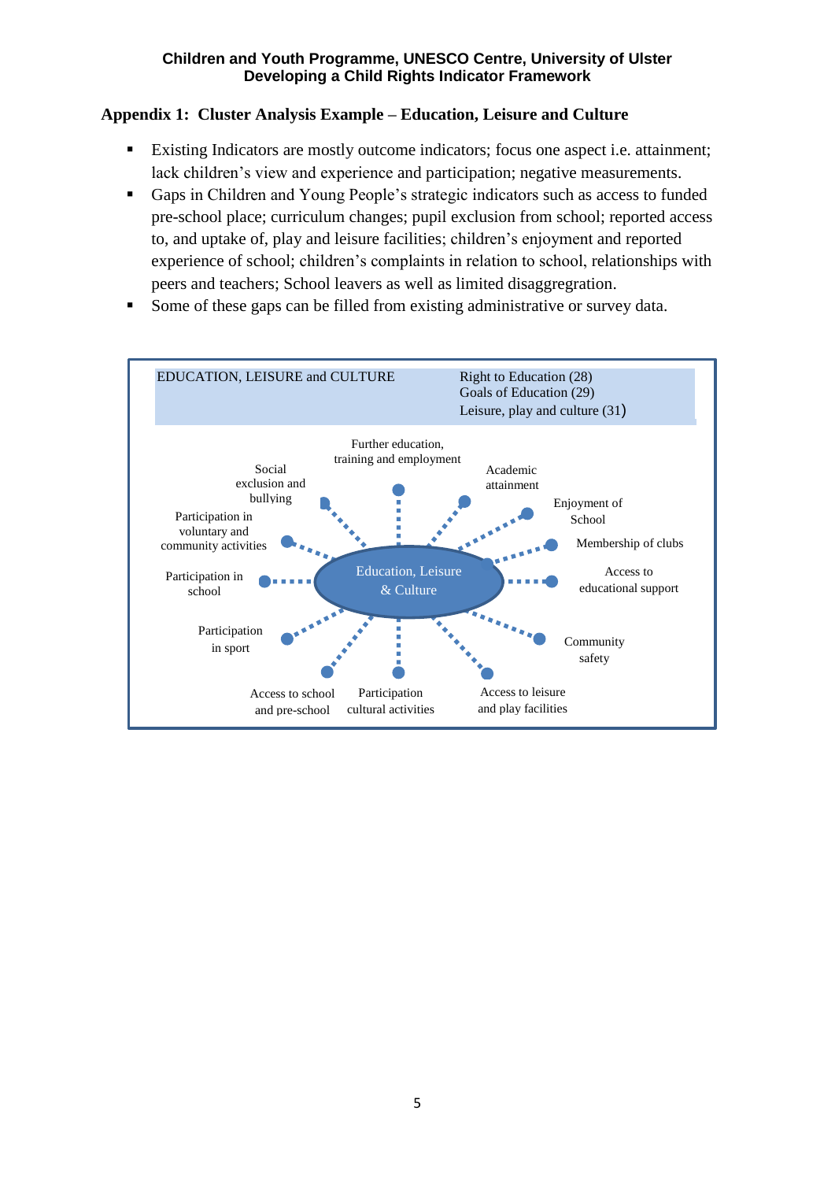## Appendix 1: Cluster Analysis Example – Education, Leisure and Culture

- Existing Indicators are mostly outcome indicators; focus one aspect i.e. attainment; lack children's view and experience and participation; negative measurements.
- Gaps in Children and Young People's strategic indicators such as access to funded pre-school place; curriculum changes; pupil exclusion from school; reported access to, and uptake of, play and leisure facilities; children's enjoyment and reported experience of school; children's complaints in relation to school, relationships with peers and teachers; School leavers as well as limited disaggregration.
- Some of these gaps can be filled from existing administrative or survey data.

EDUCATION, LEISURE and CULTURE

Right to Education (28)
Goals of Education (29)
Leisure, play and culture (31)

Education, Leisure & Culture

Further education, training and employment
Academic attainment
Enjoyment of School
Membership of clubs
Access to educational support
Community safety
Access to leisure and play facilities
Participation cultural activities
Access to school and pre-school
Participation in sport
Participation in school
Participation in voluntary and community activities
Social exclusion and bullying